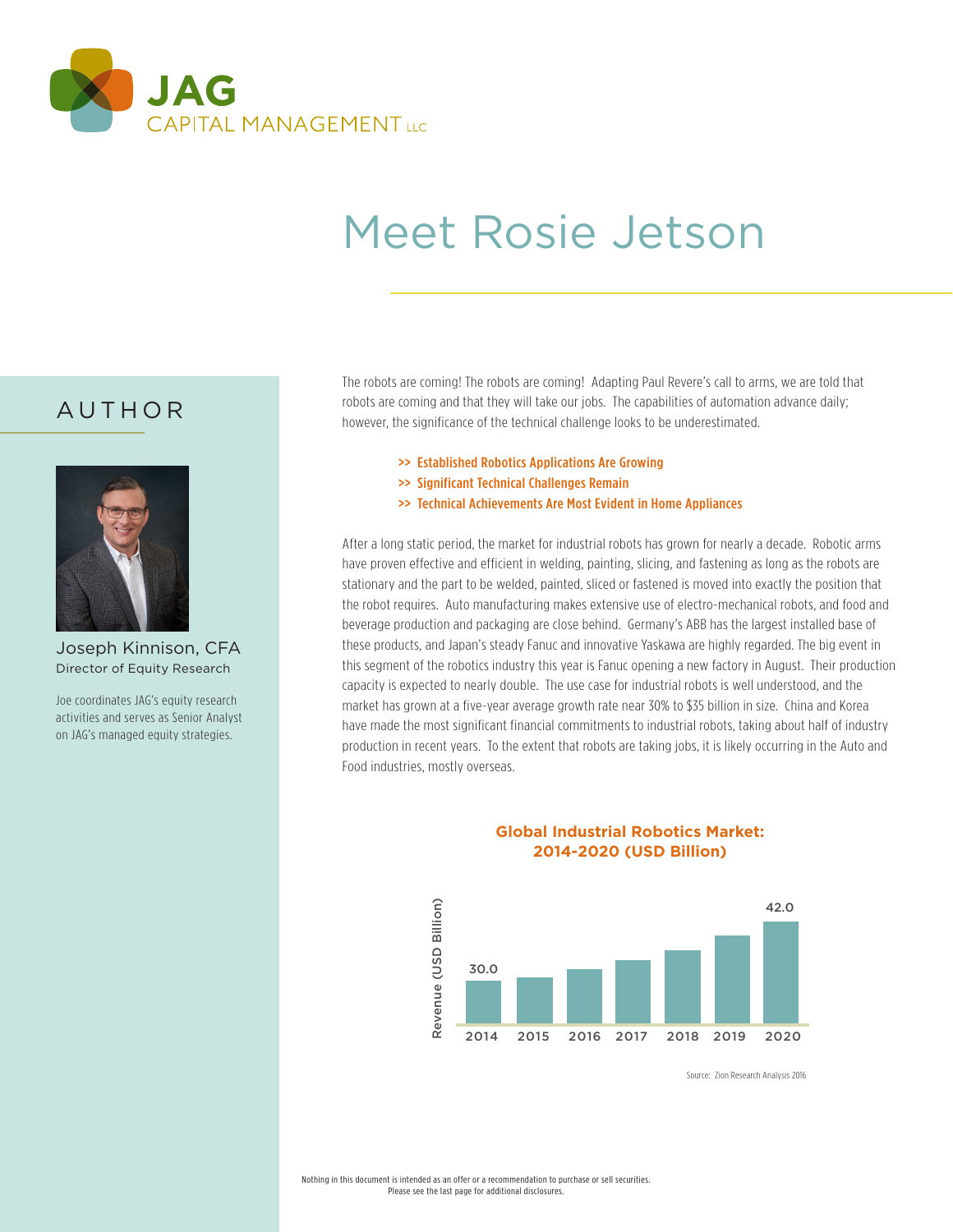JAG CAPITAL MANAGEMENT LLC

# Meet Rosie Jetson

## AUTHOR

Joseph Kinnison, CFA
Director of Equity Research

Joe coordinates JAG's equity research activities and serves as Senior Analyst on JAG's managed equity strategies.

The robots are coming! The robots are coming! Adapting Paul Revere's call to arms, we are told that robots are coming and that they will take our jobs. The capabilities of automation advance daily; however, the significance of the technical challenge looks to be underestimated.

- >> Established Robotics Applications Are Growing
- >> Significant Technical Challenges Remain
- >> Technical Achievements Are Most Evident in Home Appliances

After a long static period, the market for industrial robots has grown for nearly a decade. Robotic arms have proven effective and efficient in welding, painting, slicing, and fastening as long as the robots are stationary and the part to be welded, painted, sliced or fastened is moved into exactly the position that the robot requires. Auto manufacturing makes extensive use of electro-mechanical robots, and food and beverage production and packaging are close behind. Germany's ABB has the largest installed base of these products, and Japan's steady Fanuc and innovative Yaskawa are highly regarded. The big event in this segment of the robotics industry this year is Fanuc opening a new factory in August. Their production capacity is expected to nearly double. The use case for industrial robots is well understood, and the market has grown at a five-year average growth rate near 30% to $35 billion in size. China and Korea have made the most significant financial commitments to industrial robots, taking about half of industry production in recent years. To the extent that robots are taking jobs, it is likely occurring in the Auto and Food industries, mostly overseas.

**Global Industrial Robotics Market: 2014-2020 (USD Billion)**

Revenue (USD Billion)
30.0
42.0
2014 2015 2016 2017 2018 2019 2020

Source: Zion Research Analysis 2016

Nothing in this document is intended as an offer or a recommendation to purchase or sell securities.
Please see the last page for additional disclosures.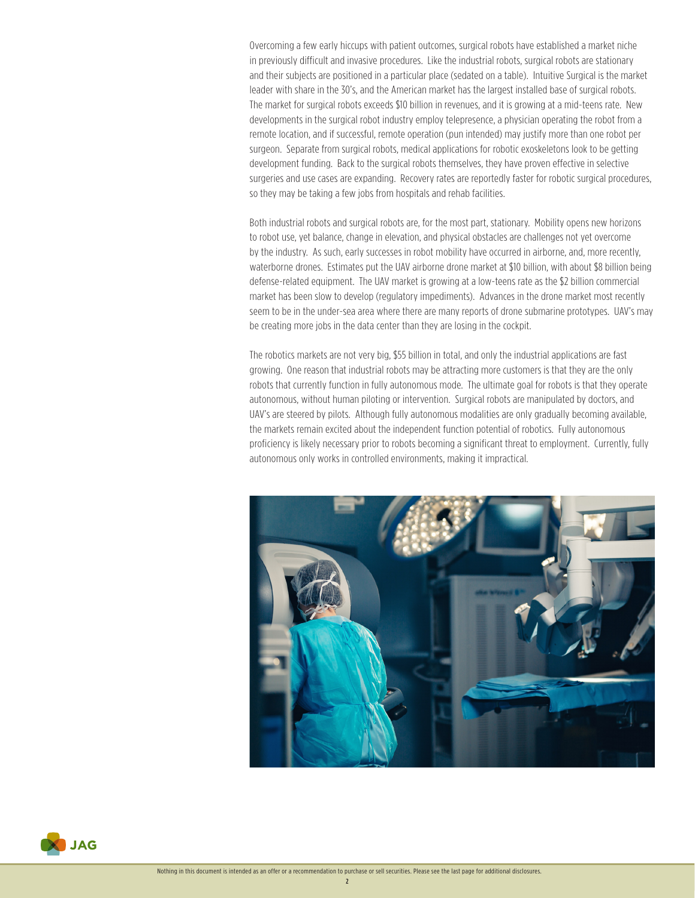Overcoming a few early hiccups with patient outcomes, surgical robots have established a market niche in previously difficult and invasive procedures. Like the industrial robots, surgical robots are stationary and their subjects are positioned in a particular place (sedated on a table). Intuitive Surgical is the market leader with share in the 30's, and the American market has the largest installed base of surgical robots. The market for surgical robots exceeds $10 billion in revenues, and it is growing at a mid-teens rate. New developments in the surgical robot industry employ telepresence, a physician operating the robot from a remote location, and if successful, remote operation (pun intended) may justify more than one robot per surgeon. Separate from surgical robots, medical applications for robotic exoskeletons look to be getting development funding. Back to the surgical robots themselves, they have proven effective in selective surgeries and use cases are expanding. Recovery rates are reportedly faster for robotic surgical procedures, so they may be taking a few jobs from hospitals and rehab facilities.

Both industrial robots and surgical robots are, for the most part, stationary. Mobility opens new horizons to robot use, yet balance, change in elevation, and physical obstacles are challenges not yet overcome by the industry. As such, early successes in robot mobility have occurred in airborne, and, more recently, waterborne drones. Estimates put the UAV airborne drone market at $10 billion, with about $8 billion being defense-related equipment. The UAV market is growing at a low-teens rate as the $2 billion commercial market has been slow to develop (regulatory impediments). Advances in the drone market most recently seem to be in the under-sea area where there are many reports of drone submarine prototypes. UAV's may be creating more jobs in the data center than they are losing in the cockpit.

The robotics markets are not very big, $55 billion in total, and only the industrial applications are fast growing. One reason that industrial robots may be attracting more customers is that they are the only robots that currently function in fully autonomous mode. The ultimate goal for robots is that they operate autonomous, without human piloting or intervention. Surgical robots are manipulated by doctors, and UAV's are steered by pilots. Although fully autonomous modalities are only gradually becoming available, the markets remain excited about the independent function potential of robotics. Fully autonomous proficiency is likely necessary prior to robots becoming a significant threat to employment. Currently, fully autonomous only works in controlled environments, making it impractical.

Nothing in this document is intended as an offer or a recommendation to purchase or sell securities. Please see the last page for additional disclosures.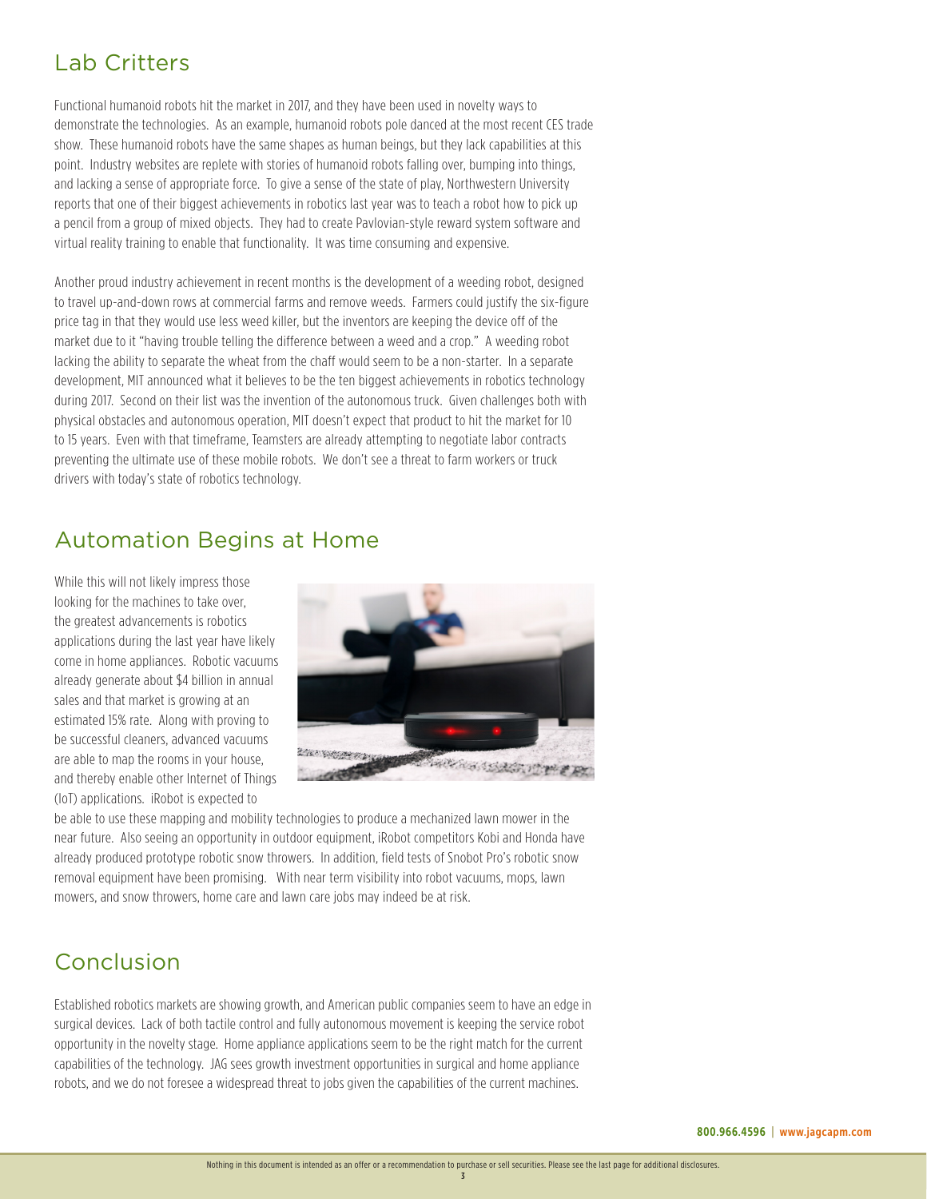## Lab Critters

Functional humanoid robots hit the market in 2017, and they have been used in novelty ways to demonstrate the technologies. As an example, humanoid robots pole danced at the most recent CES trade show. These humanoid robots have the same shapes as human beings, but they lack capabilities at this point. Industry websites are replete with stories of humanoid robots falling over, bumping into things, and lacking a sense of appropriate force. To give a sense of the state of play, Northwestern University reports that one of their biggest achievements in robotics last year was to teach a robot how to pick up a pencil from a group of mixed objects. They had to create Pavlovian-style reward system software and virtual reality training to enable that functionality. It was time consuming and expensive.

Another proud industry achievement in recent months is the development of a weeding robot, designed to travel up-and-down rows at commercial farms and remove weeds. Farmers could justify the six-figure price tag in that they would use less weed killer, but the inventors are keeping the device off of the market due to it "having trouble telling the difference between a weed and a crop." A weeding robot lacking the ability to separate the wheat from the chaff would seem to be a non-starter. In a separate development, MIT announced what it believes to be the ten biggest achievements in robotics technology during 2017. Second on their list was the invention of the autonomous truck. Given challenges both with physical obstacles and autonomous operation, MIT doesn't expect that product to hit the market for 10 to 15 years. Even with that timeframe, Teamsters are already attempting to negotiate labor contracts preventing the ultimate use of these mobile robots. We don't see a threat to farm workers or truck drivers with today's state of robotics technology.

## Automation Begins at Home

While this will not likely impress those looking for the machines to take over, the greatest advancements is robotics applications during the last year have likely come in home appliances. Robotic vacuums already generate about $4 billion in annual sales and that market is growing at an estimated 15% rate. Along with proving to be successful cleaners, advanced vacuums are able to map the rooms in your house, and thereby enable other Internet of Things (IoT) applications. iRobot is expected to be able to use these mapping and mobility technologies to produce a mechanized lawn mower in the near future. Also seeing an opportunity in outdoor equipment, iRobot competitors Kobi and Honda have already produced prototype robotic snow throwers. In addition, field tests of Snobot Pro's robotic snow removal equipment have been promising. With near term visibility into robot vacuums, mops, lawn mowers, and snow throwers, home care and lawn care jobs may indeed be at risk.

## Conclusion

Established robotics markets are showing growth, and American public companies seem to have an edge in surgical devices. Lack of both tactile control and fully autonomous movement is keeping the service robot opportunity in the novelty stage. Home appliance applications seem to be the right match for the current capabilities of the technology. JAG sees growth investment opportunities in surgical and home appliance robots, and we do not foresee a widespread threat to jobs given the capabilities of the current machines.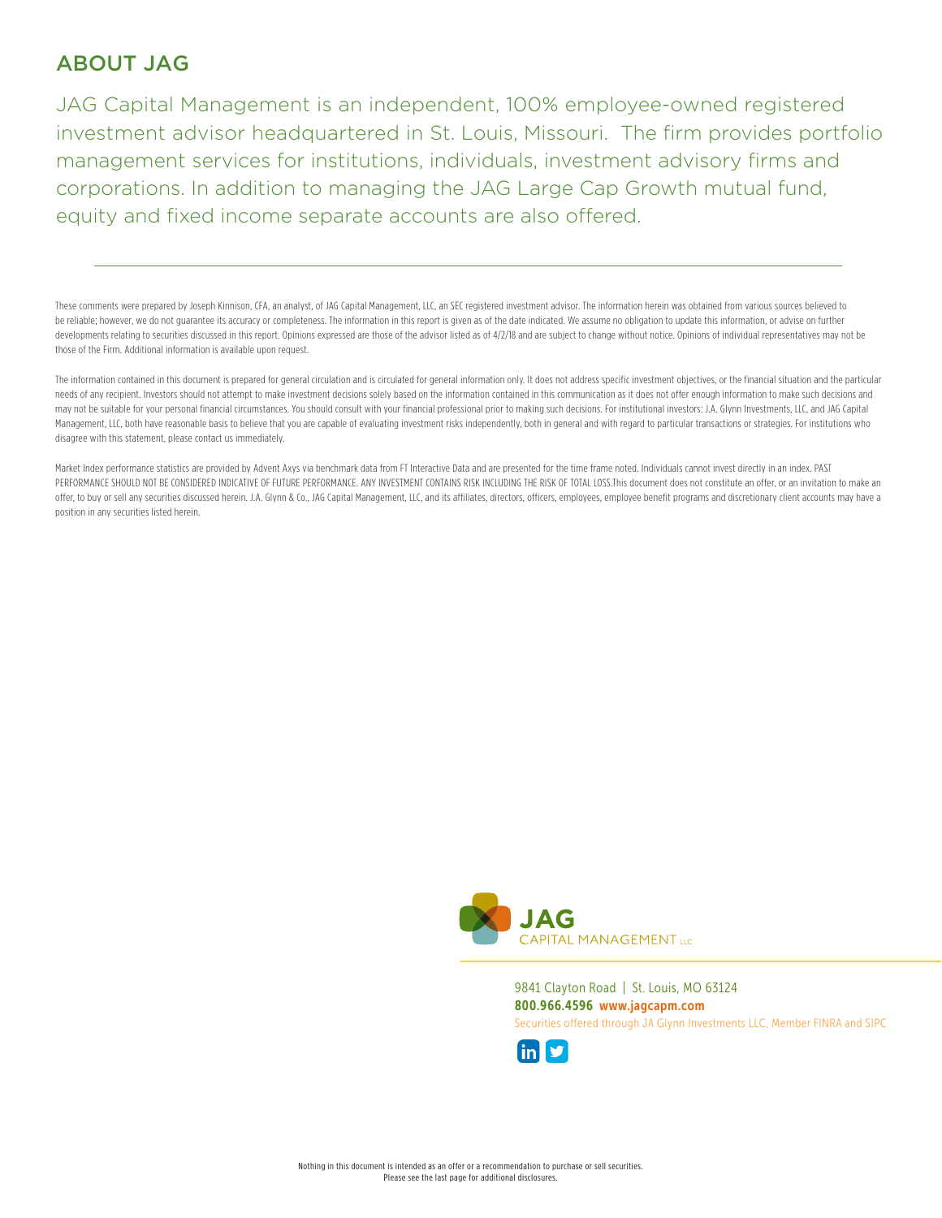## ABOUT JAG

JAG Capital Management is an independent, 100% employee-owned registered investment advisor headquartered in St. Louis, Missouri. The firm provides portfolio management services for institutions, individuals, investment advisory firms and corporations. In addition to managing the JAG Large Cap Growth mutual fund, equity and fixed income separate accounts are also offered.

---

These comments were prepared by Joseph Kinnison, CFA, an analyst, of JAG Capital Management, LLC, an SEC registered investment advisor. The information herein was obtained from various sources believed to be reliable; however, we do not guarantee its accuracy or completeness. The information in this report is given as of the date indicated. We assume no obligation to update this information, or advise on further developments relating to securities discussed in this report. Opinions expressed are those of the advisor listed as of 4/2/18 and are subject to change without notice. Opinions of individual representatives may not be those of the Firm. Additional information is available upon request.

The information contained in this document is prepared for general circulation and is circulated for general information only. It does not address specific investment objectives, or the financial situation and the particular needs of any recipient. Investors should not attempt to make investment decisions solely based on the information contained in this communication as it does not offer enough information to make such decisions and may not be suitable for your personal financial circumstances. You should consult with your financial professional prior to making such decisions. For institutional investors: J.A. Glynn Investments, LLC, and JAG Capital Management, LLC, both have reasonable basis to believe that you are capable of evaluating investment risks independently, both in general and with regard to particular transactions or strategies. For institutions who disagree with this statement, please contact us immediately.

Market Index performance statistics are provided by Advent Axys via benchmark data from FT Interactive Data and are presented for the time frame noted. Individuals cannot invest directly in an index. PAST PERFORMANCE SHOULD NOT BE CONSIDERED INDICATIVE OF FUTURE PERFORMANCE. ANY INVESTMENT CONTAINS RISK INCLUDING THE RISK OF TOTAL LOSS.This document does not constitute an offer, or an invitation to make an offer, to buy or sell any securities discussed herein. J.A. Glynn & Co., JAG Capital Management, LLC, and its affiliates, directors, officers, employees, employee benefit programs and discretionary client accounts may have a position in any securities listed herein.

**JAG**
CAPITAL MANAGEMENT LLC

9841 Clayton Road | St. Louis, MO 63124
**800.966.4596 www.jagcapm.com**
Securities offered through JA Glynn Investments LLC, Member FINRA and SIPC

Nothing in this document is intended as an offer or a recommendation to purchase or sell securities.
Please see the last page for additional disclosures.